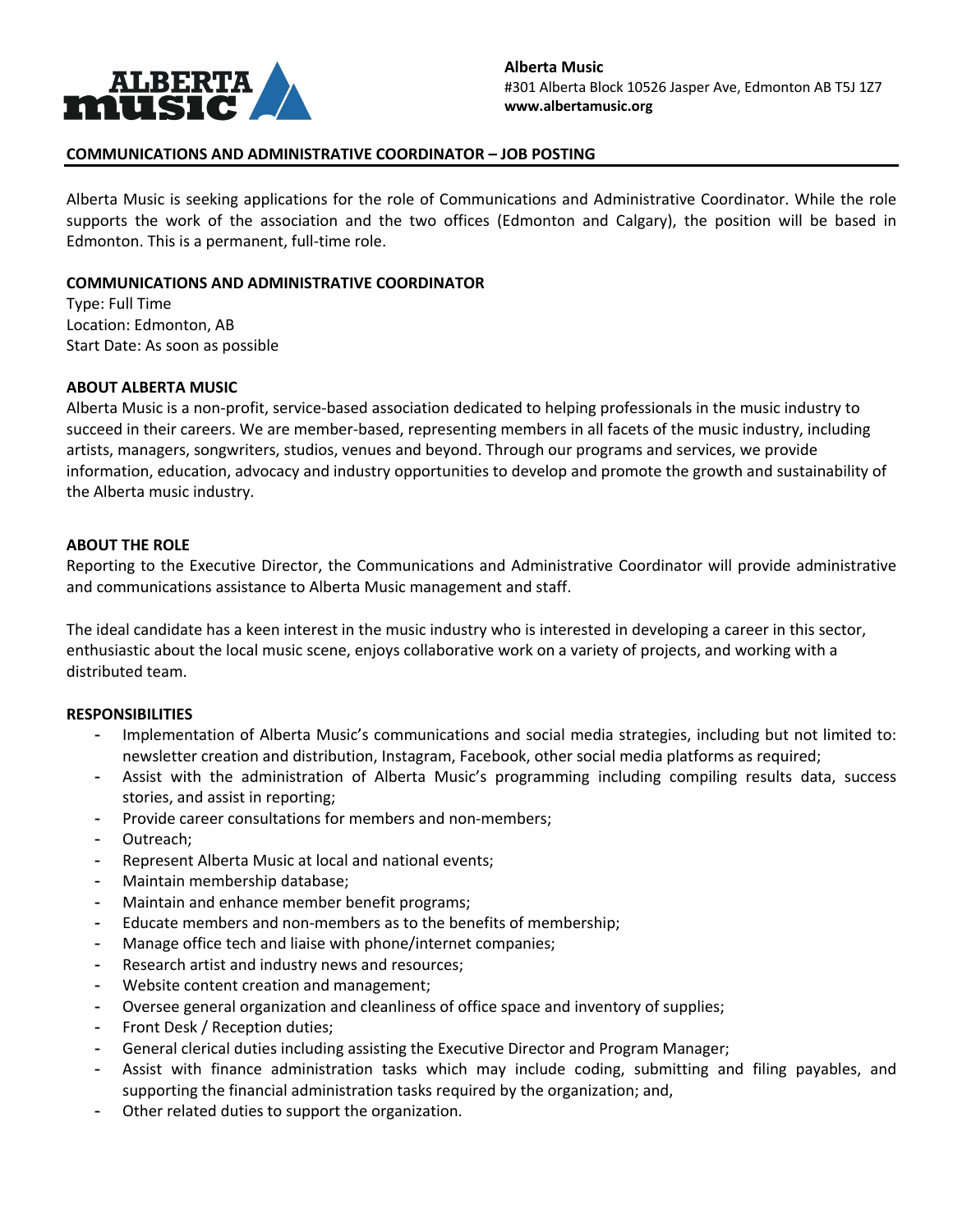**Alberta Music**
#301 Alberta Block 10526 Jasper Ave, Edmonton AB T5J 1Z7
**www.albertamusic.org**

## COMMUNICATIONS AND ADMINISTRATIVE COORDINATOR – JOB POSTING

Alberta Music is seeking applications for the role of Communications and Administrative Coordinator. While the role supports the work of the association and the two offices (Edmonton and Calgary), the position will be based in Edmonton. This is a permanent, full-time role.

### COMMUNICATIONS AND ADMINISTRATIVE COORDINATOR

Type: Full Time
Location: Edmonton, AB
Start Date: As soon as possible

### ABOUT ALBERTA MUSIC

Alberta Music is a non-profit, service-based association dedicated to helping professionals in the music industry to succeed in their careers. We are member-based, representing members in all facets of the music industry, including artists, managers, songwriters, studios, venues and beyond. Through our programs and services, we provide information, education, advocacy and industry opportunities to develop and promote the growth and sustainability of the Alberta music industry.

### ABOUT THE ROLE

Reporting to the Executive Director, the Communications and Administrative Coordinator will provide administrative and communications assistance to Alberta Music management and staff.

The ideal candidate has a keen interest in the music industry who is interested in developing a career in this sector, enthusiastic about the local music scene, enjoys collaborative work on a variety of projects, and working with a distributed team.

### RESPONSIBILITIES

- Implementation of Alberta Music's communications and social media strategies, including but not limited to: newsletter creation and distribution, Instagram, Facebook, other social media platforms as required;
- Assist with the administration of Alberta Music's programming including compiling results data, success stories, and assist in reporting;
- Provide career consultations for members and non-members;
- Outreach;
- Represent Alberta Music at local and national events;
- Maintain membership database;
- Maintain and enhance member benefit programs;
- Educate members and non-members as to the benefits of membership;
- Manage office tech and liaise with phone/internet companies;
- Research artist and industry news and resources;
- Website content creation and management;
- Oversee general organization and cleanliness of office space and inventory of supplies;
- Front Desk / Reception duties;
- General clerical duties including assisting the Executive Director and Program Manager;
- Assist with finance administration tasks which may include coding, submitting and filing payables, and supporting the financial administration tasks required by the organization; and,
- Other related duties to support the organization.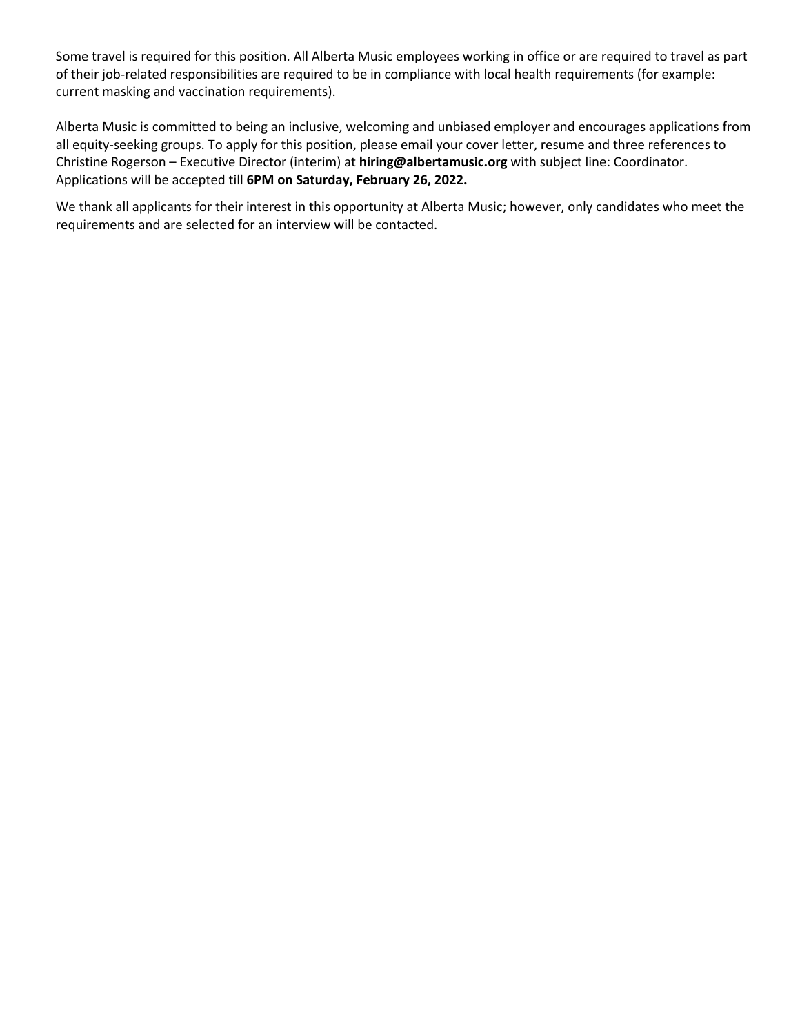Some travel is required for this position. All Alberta Music employees working in office or are required to travel as part of their job-related responsibilities are required to be in compliance with local health requirements (for example: current masking and vaccination requirements).

Alberta Music is committed to being an inclusive, welcoming and unbiased employer and encourages applications from all equity-seeking groups. To apply for this position, please email your cover letter, resume and three references to Christine Rogerson – Executive Director (interim) at **hiring@albertamusic.org** with subject line: Coordinator. Applications will be accepted till **6PM on Saturday, February 26, 2022.**

We thank all applicants for their interest in this opportunity at Alberta Music; however, only candidates who meet the requirements and are selected for an interview will be contacted.